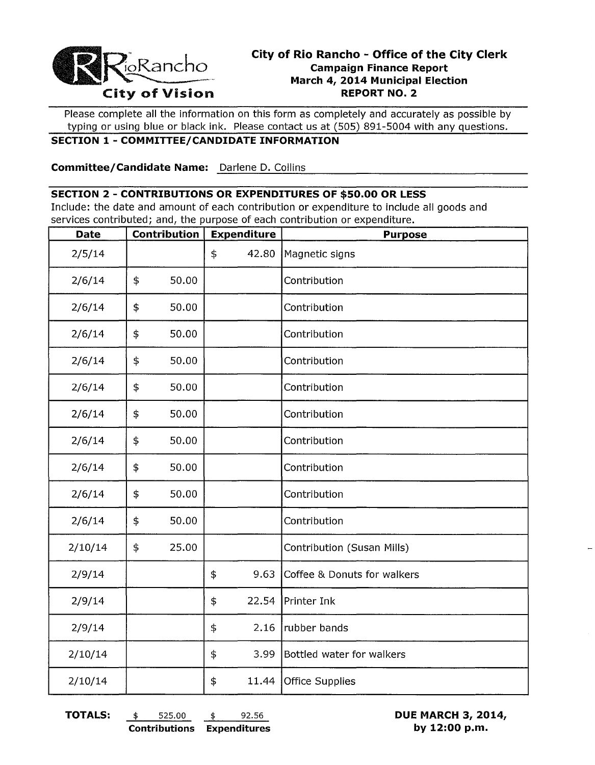RioRancho
City of Vision

## City of Rio Rancho - Office of the City Clerk
### Campaign Finance Report
### March 4, 2014 Municipal Election
### REPORT NO. 2

Please complete all the information on this form as completely and accurately as possible by typing or using blue or black ink. Please contact us at (505) 891-5004 with any questions.

### SECTION 1 - COMMITTEE/CANDIDATE INFORMATION

**Committee/Candidate Name:** Darlene D. Collins

### SECTION 2 - CONTRIBUTIONS OR EXPENDITURES OF $50.00 OR LESS

Include: the date and amount of each contribution or expenditure to include all goods and services contributed; and, the purpose of each contribution or expenditure.

| Date | Contribution | Expenditure | Purpose |
|---|---|---|---|
| 2/5/14 | | $ 42.80 | Magnetic signs |
| 2/6/14 | $ 50.00 | | Contribution |
| 2/6/14 | $ 50.00 | | Contribution |
| 2/6/14 | $ 50.00 | | Contribution |
| 2/6/14 | $ 50.00 | | Contribution |
| 2/6/14 | $ 50.00 | | Contribution |
| 2/6/14 | $ 50.00 | | Contribution |
| 2/6/14 | $ 50.00 | | Contribution |
| 2/6/14 | $ 50.00 | | Contribution |
| 2/6/14 | $ 50.00 | | Contribution |
| 2/6/14 | $ 50.00 | | Contribution |
| 2/10/14 | $ 25.00 | | Contribution (Susan Mills) |
| 2/9/14 | | $ 9.63 | Coffee & Donuts for walkers |
| 2/9/14 | | $ 22.54 | Printer Ink |
| 2/9/14 | | $ 2.16 | rubber bands |
| 2/10/14 | | $ 3.99 | Bottled water for walkers |
| 2/10/14 | | $ 11.44 | Office Supplies |

**TOTALS:** $ 525.00 **Contributions** $ 92.56 **Expenditures**

**DUE MARCH 3, 2014, by 12:00 p.m.**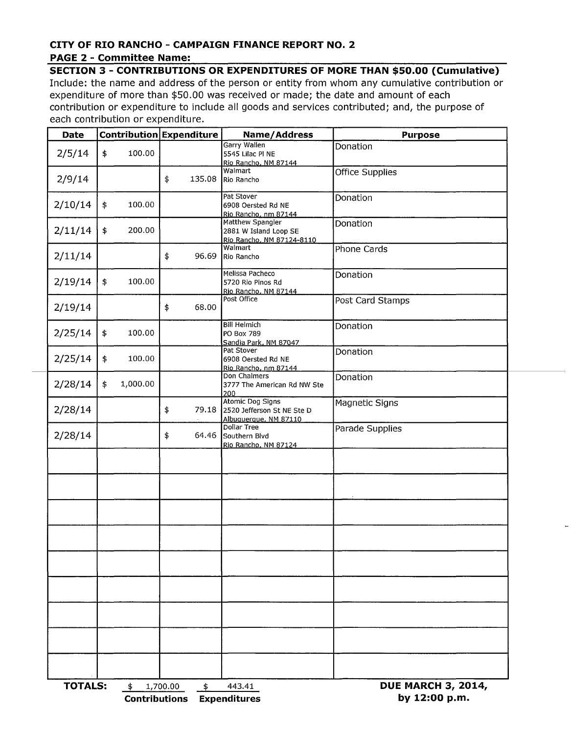**CITY OF RIO RANCHO - CAMPAIGN FINANCE REPORT NO. 2**

**PAGE 2 - Committee Name:**

**SECTION 3 - CONTRIBUTIONS OR EXPENDITURES OF MORE THAN $50.00 (Cumulative)**

Include: the name and address of the person or entity from whom any cumulative contribution or expenditure of more than $50.00 was received or made; the date and amount of each contribution or expenditure to include all goods and services contributed; and, the purpose of each contribution or expenditure.

| Date | Contribution | Expenditure | Name/Address | Purpose |
|---|---|---|---|---|
| 2/5/14 | $ 100.00 | | Garry Wallen<br>5545 Lilac Pl NE<br>Rio Rancho, NM 87144 | Donation |
| 2/9/14 | | $ 135.08 | Walmart<br>Rio Rancho | Office Supplies |
| 2/10/14 | $ 100.00 | | Pat Stover<br>6908 Oersted Rd NE<br>Rio Rancho, nm 87144 | Donation |
| 2/11/14 | $ 200.00 | | Matthew Spangler<br>2881 W Island Loop SE<br>Rio Rancho, NM 87124-8110 | Donation |
| 2/11/14 | | $ 96.69 | Walmart<br>Rio Rancho | Phone Cards |
| 2/19/14 | $ 100.00 | | Melissa Pacheco<br>5720 Rio Pinos Rd<br>Rio Rancho, NM 87144 | Donation |
| 2/19/14 | | $ 68.00 | Post Office | Post Card Stamps |
| 2/25/14 | $ 100.00 | | Bill Helmich<br>PO Box 789<br>Sandia Park, NM 87047 | Donation |
| 2/25/14 | $ 100.00 | | Pat Stover<br>6908 Oersted Rd NE<br>Rio Rancho, nm 87144 | Donation |
| 2/28/14 | $ 1,000.00 | | Don Chalmers<br>3777 The American Rd NW Ste 200 | Donation |
| 2/28/14 | | $ 79.18 | Atomic Dog Signs<br>2520 Jefferson St NE Ste D<br>Albuquerque, NM 87110 | Magnetic Signs |
| 2/28/14 | | $ 64.46 | Dollar Tree<br>Southern Blvd<br>Rio Rancho, NM 87124 | Parade Supplies |
| | | | | |
| | | | | |
| | | | | |
| | | | | |
| | | | | |
| | | | | |
| | | | | |
| | | | | |
| | | | | |

**TOTALS:** $ 1,700.00 **Contributions** $ 443.41 **Expenditures**

**DUE MARCH 3, 2014, by 12:00 p.m.**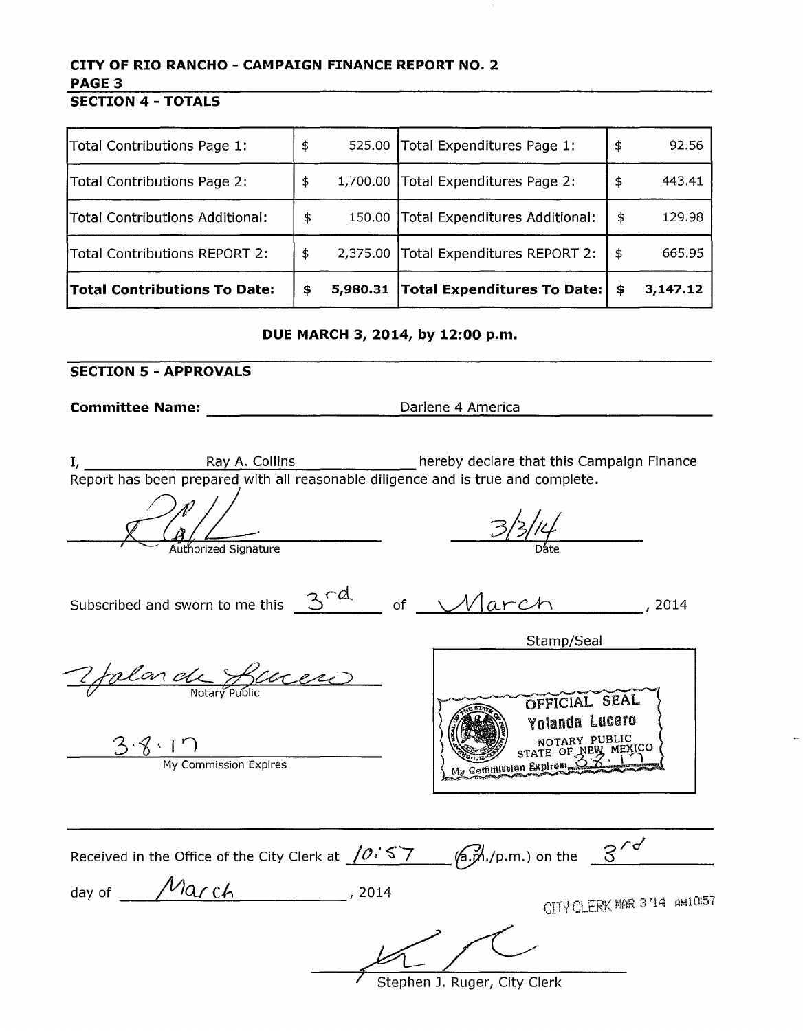**CITY OF RIO RANCHO - CAMPAIGN FINANCE REPORT NO. 2**

**PAGE 3**

**SECTION 4 - TOTALS**

| | | | |
|---|---|---|---|
| Total Contributions Page 1: | $ 525.00 | Total Expenditures Page 1: | $ 92.56 |
| Total Contributions Page 2: | $ 1,700.00 | Total Expenditures Page 2: | $ 443.41 |
| Total Contributions Additional: | $ 150.00 | Total Expenditures Additional: | $ 129.98 |
| Total Contributions REPORT 2: | $ 2,375.00 | Total Expenditures REPORT 2: | $ 665.95 |
| **Total Contributions To Date:** | **$ 5,980.31** | **Total Expenditures To Date:** | **$ 3,147.12** |

**DUE MARCH 3, 2014, by 12:00 p.m.**

**SECTION 5 - APPROVALS**

**Committee Name:** Darlene 4 America

I, Ray A. Collins hereby declare that this Campaign Finance Report has been prepared with all reasonable diligence and is true and complete.

Authorized Signature    3/3/14 Date

Subscribed and sworn to me this 3rd of March, 2014

Yolanda Lucero
Notary Public

3.8.17
My Commission Expires

Stamp/Seal

OFFICIAL SEAL
Yolanda Lucero
NOTARY PUBLIC
STATE OF NEW MEXICO
My Commission Expires 3.8.17

Received in the Office of the City Clerk at 10:57 (a.m./p.m.) on the 3rd day of March, 2014

CITY CLERK MAR 3 '14 AM10:57

Stephen J. Ruger, City Clerk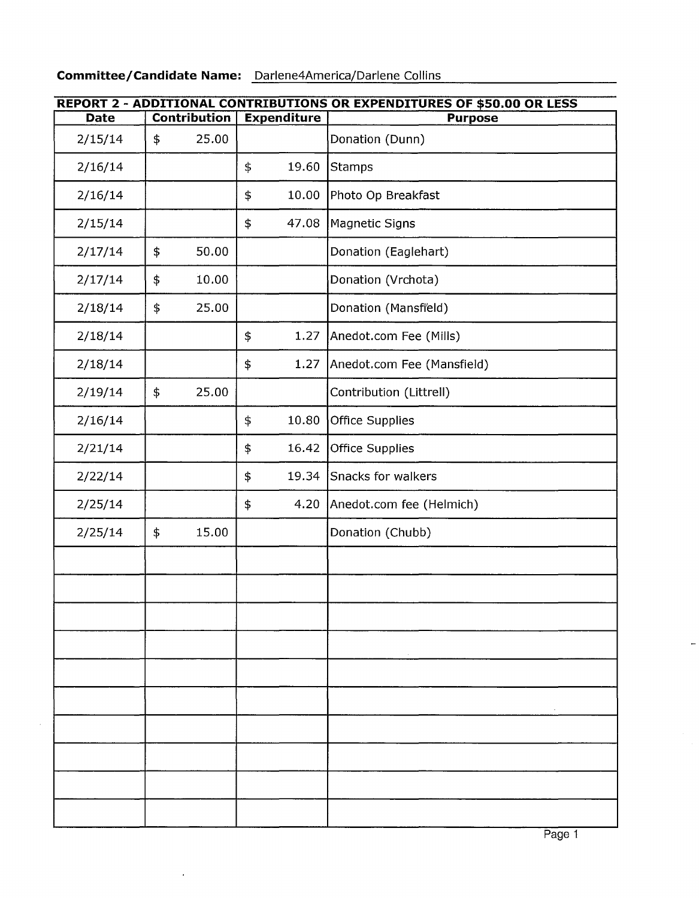**Committee/Candidate Name:** Darlene4America/Darlene Collins

**REPORT 2 - ADDITIONAL CONTRIBUTIONS OR EXPENDITURES OF $50.00 OR LESS**

| Date | Contribution | Expenditure | Purpose |
|---|---|---|---|
| 2/15/14 | $ 25.00 | | Donation (Dunn) |
| 2/16/14 | | $ 19.60 | Stamps |
| 2/16/14 | | $ 10.00 | Photo Op Breakfast |
| 2/15/14 | | $ 47.08 | Magnetic Signs |
| 2/17/14 | $ 50.00 | | Donation (Eaglehart) |
| 2/17/14 | $ 10.00 | | Donation (Vrchota) |
| 2/18/14 | $ 25.00 | | Donation (Mansfield) |
| 2/18/14 | | $ 1.27 | Anedot.com Fee (Mills) |
| 2/18/14 | | $ 1.27 | Anedot.com Fee (Mansfield) |
| 2/19/14 | $ 25.00 | | Contribution (Littrell) |
| 2/16/14 | | $ 10.80 | Office Supplies |
| 2/21/14 | | $ 16.42 | Office Supplies |
| 2/22/14 | | $ 19.34 | Snacks for walkers |
| 2/25/14 | | $ 4.20 | Anedot.com fee (Helmich) |
| 2/25/14 | $ 15.00 | | Donation (Chubb) |
| | | | |
| | | | |
| | | | |
| | | | |
| | | | |
| | | | |
| | | | |
| | | | |
| | | | |
| | | | |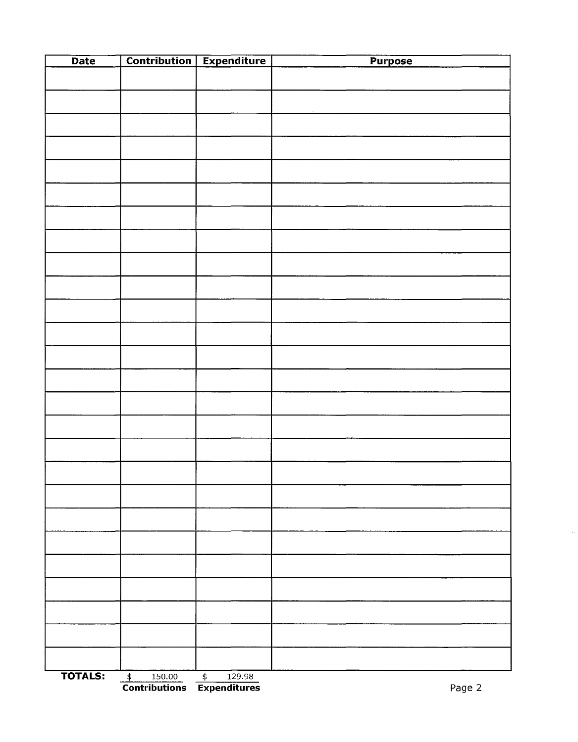| Date | Contribution | Expenditure | Purpose |
|---|---|---|---|
| | | | |
| | | | |
| | | | |
| | | | |
| | | | |
| | | | |
| | | | |
| | | | |
| | | | |
| | | | |
| | | | |
| | | | |
| | | | |
| | | | |
| | | | |
| | | | |
| | | | |
| | | | |
| | | | |
| | | | |
| | | | |
| | | | |
| | | | |
| | | | |
| | | | |
| | | | |
| **TOTALS:** | $ 150.00 | $ 129.98 | |
| | **Contributions** | **Expenditures** | |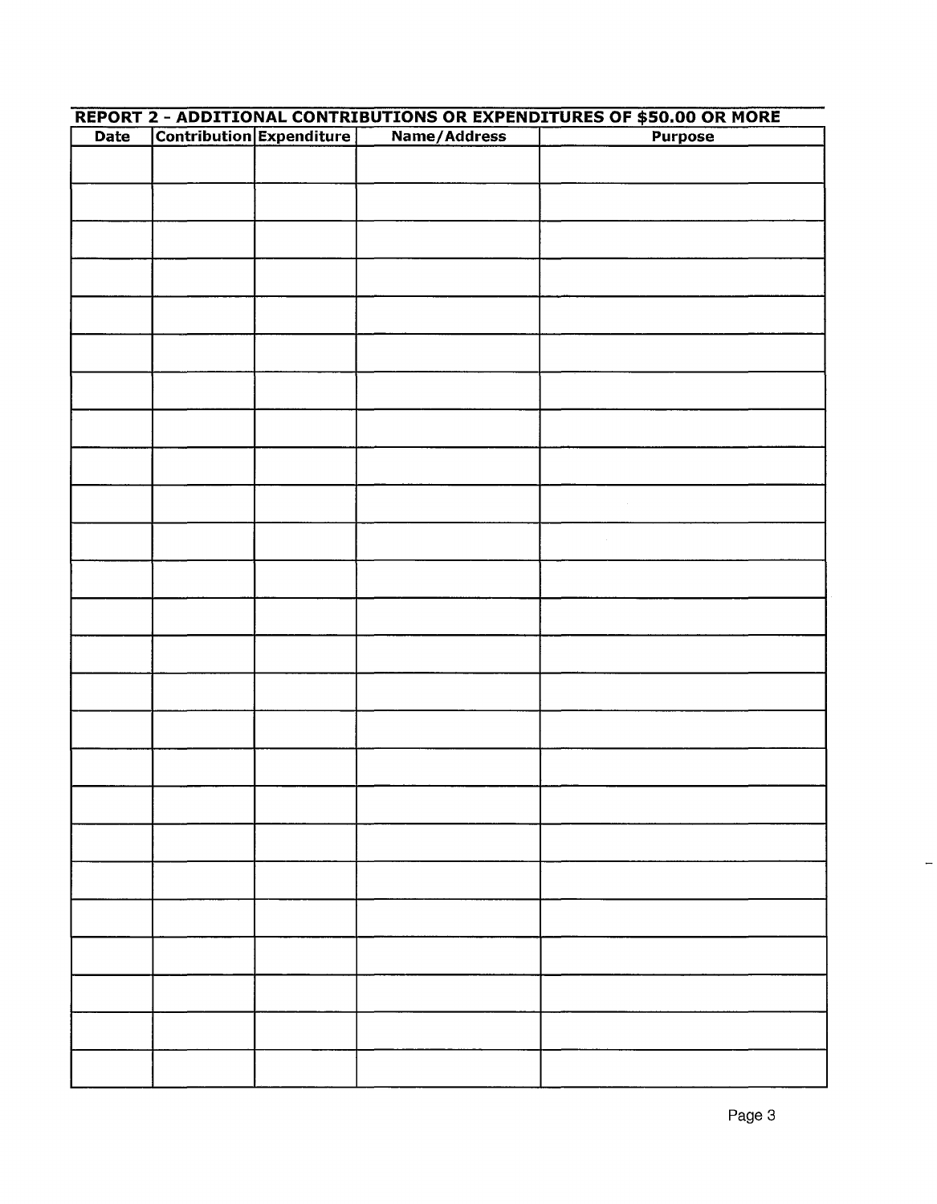## REPORT 2 - ADDITIONAL CONTRIBUTIONS OR EXPENDITURES OF $50.00 OR MORE

| Date | Contribution | Expenditure | Name/Address | Purpose |
|---|---|---|---|---|
| | | | | |
| | | | | |
| | | | | |
| | | | | |
| | | | | |
| | | | | |
| | | | | |
| | | | | |
| | | | | |
| | | | | |
| | | | | |
| | | | | |
| | | | | |
| | | | | |
| | | | | |
| | | | | |
| | | | | |
| | | | | |
| | | | | |
| | | | | |
| | | | | |
| | | | | |
| | | | | |
| | | | | |
| | | | | |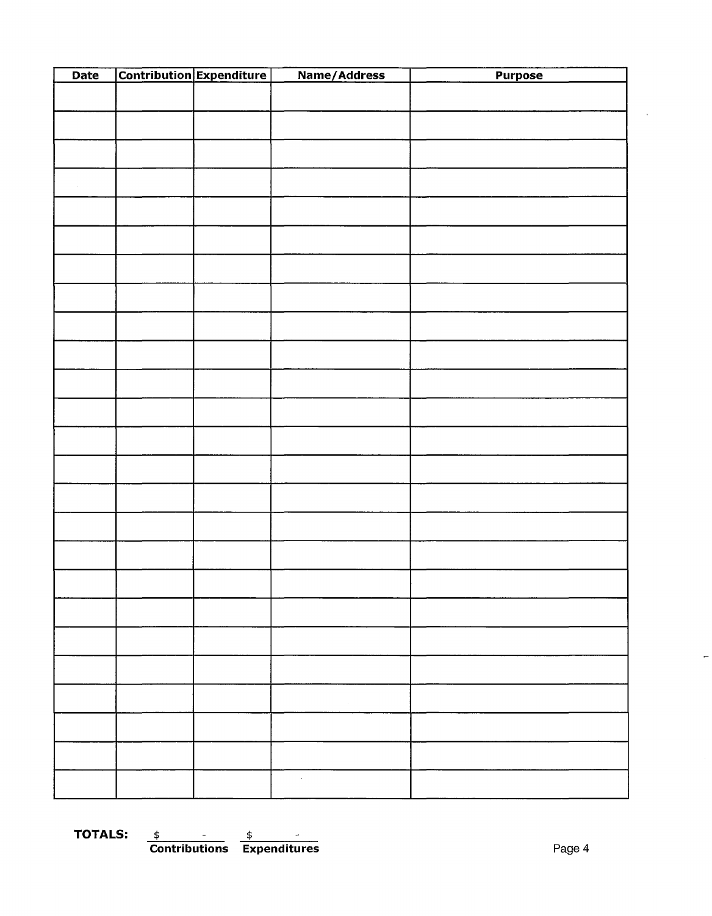| Date | Contribution | Expenditure | Name/Address | Purpose |
|---|---|---|---|---|
| | | | | |
| | | | | |
| | | | | |
| | | | | |
| | | | | |
| | | | | |
| | | | | |
| | | | | |
| | | | | |
| | | | | |
| | | | | |
| | | | | |
| | | | | |
| | | | | |
| | | | | |
| | | | | |
| | | | | |
| | | | | |
| | | | | |
| | | | | |
| | | | | |
| | | | | |
| | | | | |
| | | | | |
| | | | | |

**TOTALS:** $ - (**Contributions**) $ - (**Expenditures**)